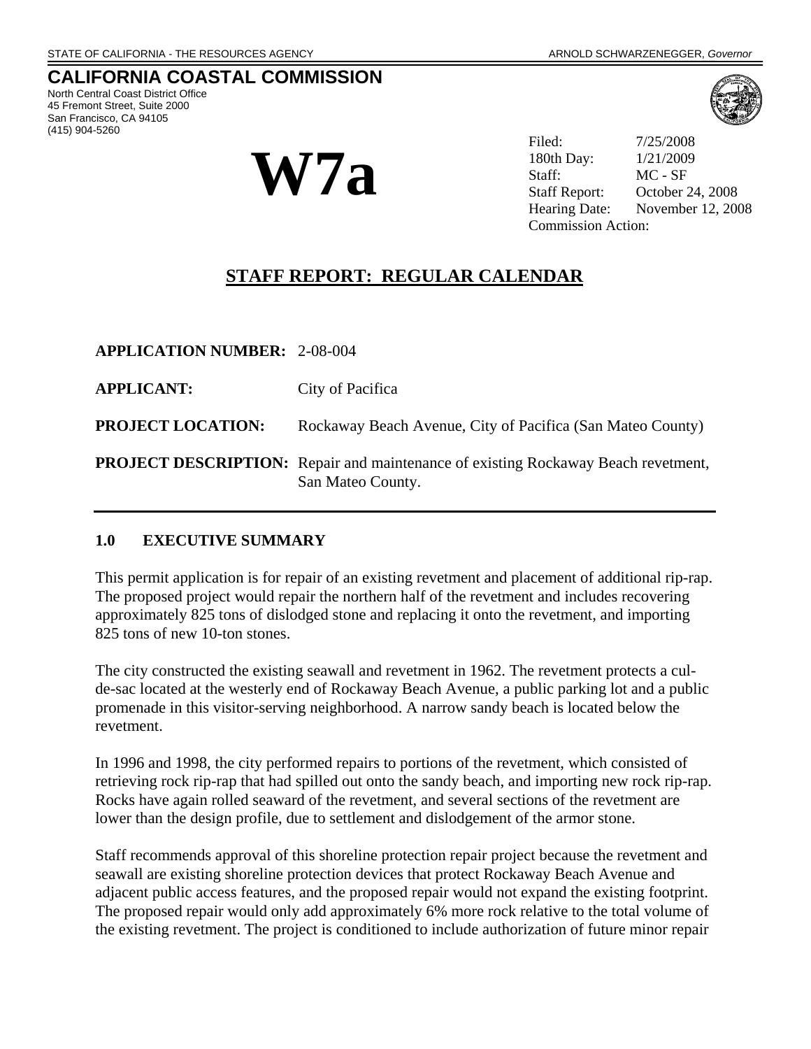STATE OF CALIFORNIA - THE RESOURCES AGENCY ARNOLD SCHWARZENEGGER, *Governor*

# CALIFORNIA COASTAL COMMISSION

North Central Coast District Office
45 Fremont Street, Suite 2000
San Francisco, CA 94105
(415) 904-5260

# W7a

Filed: 7/25/2008
180th Day: 1/21/2009
Staff: MC - SF
Staff Report: October 24, 2008
Hearing Date: November 12, 2008
Commission Action:

## STAFF REPORT: REGULAR CALENDAR

**APPLICATION NUMBER:** 2-08-004

**APPLICANT:** City of Pacifica

**PROJECT LOCATION:** Rockaway Beach Avenue, City of Pacifica (San Mateo County)

**PROJECT DESCRIPTION:** Repair and maintenance of existing Rockaway Beach revetment, San Mateo County.

---

### 1.0 EXECUTIVE SUMMARY

This permit application is for repair of an existing revetment and placement of additional rip-rap. The proposed project would repair the northern half of the revetment and includes recovering approximately 825 tons of dislodged stone and replacing it onto the revetment, and importing 825 tons of new 10-ton stones.

The city constructed the existing seawall and revetment in 1962. The revetment protects a cul-de-sac located at the westerly end of Rockaway Beach Avenue, a public parking lot and a public promenade in this visitor-serving neighborhood. A narrow sandy beach is located below the revetment.

In 1996 and 1998, the city performed repairs to portions of the revetment, which consisted of retrieving rock rip-rap that had spilled out onto the sandy beach, and importing new rock rip-rap. Rocks have again rolled seaward of the revetment, and several sections of the revetment are lower than the design profile, due to settlement and dislodgement of the armor stone.

Staff recommends approval of this shoreline protection repair project because the revetment and seawall are existing shoreline protection devices that protect Rockaway Beach Avenue and adjacent public access features, and the proposed repair would not expand the existing footprint. The proposed repair would only add approximately 6% more rock relative to the total volume of the existing revetment. The project is conditioned to include authorization of future minor repair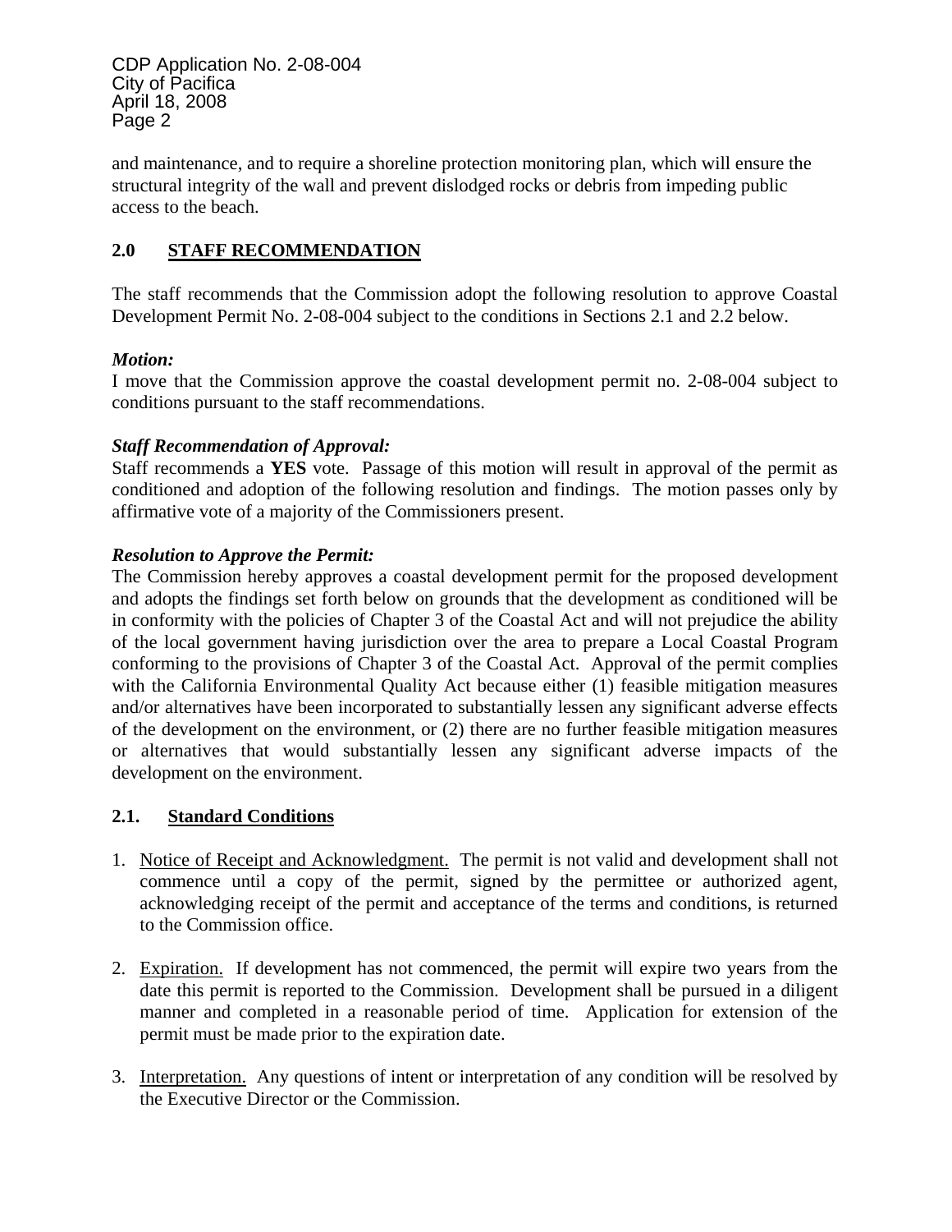and maintenance, and to require a shoreline protection monitoring plan, which will ensure the structural integrity of the wall and prevent dislodged rocks or debris from impeding public access to the beach.

## 2.0 STAFF RECOMMENDATION

The staff recommends that the Commission adopt the following resolution to approve Coastal Development Permit No. 2-08-004 subject to the conditions in Sections 2.1 and 2.2 below.

***Motion:***
I move that the Commission approve the coastal development permit no. 2-08-004 subject to conditions pursuant to the staff recommendations.

***Staff Recommendation of Approval:***
Staff recommends a **YES** vote. Passage of this motion will result in approval of the permit as conditioned and adoption of the following resolution and findings. The motion passes only by affirmative vote of a majority of the Commissioners present.

***Resolution to Approve the Permit:***
The Commission hereby approves a coastal development permit for the proposed development and adopts the findings set forth below on grounds that the development as conditioned will be in conformity with the policies of Chapter 3 of the Coastal Act and will not prejudice the ability of the local government having jurisdiction over the area to prepare a Local Coastal Program conforming to the provisions of Chapter 3 of the Coastal Act. Approval of the permit complies with the California Environmental Quality Act because either (1) feasible mitigation measures and/or alternatives have been incorporated to substantially lessen any significant adverse effects of the development on the environment, or (2) there are no further feasible mitigation measures or alternatives that would substantially lessen any significant adverse impacts of the development on the environment.

### 2.1. Standard Conditions

1. Notice of Receipt and Acknowledgment. The permit is not valid and development shall not commence until a copy of the permit, signed by the permittee or authorized agent, acknowledging receipt of the permit and acceptance of the terms and conditions, is returned to the Commission office.

2. Expiration. If development has not commenced, the permit will expire two years from the date this permit is reported to the Commission. Development shall be pursued in a diligent manner and completed in a reasonable period of time. Application for extension of the permit must be made prior to the expiration date.

3. Interpretation. Any questions of intent or interpretation of any condition will be resolved by the Executive Director or the Commission.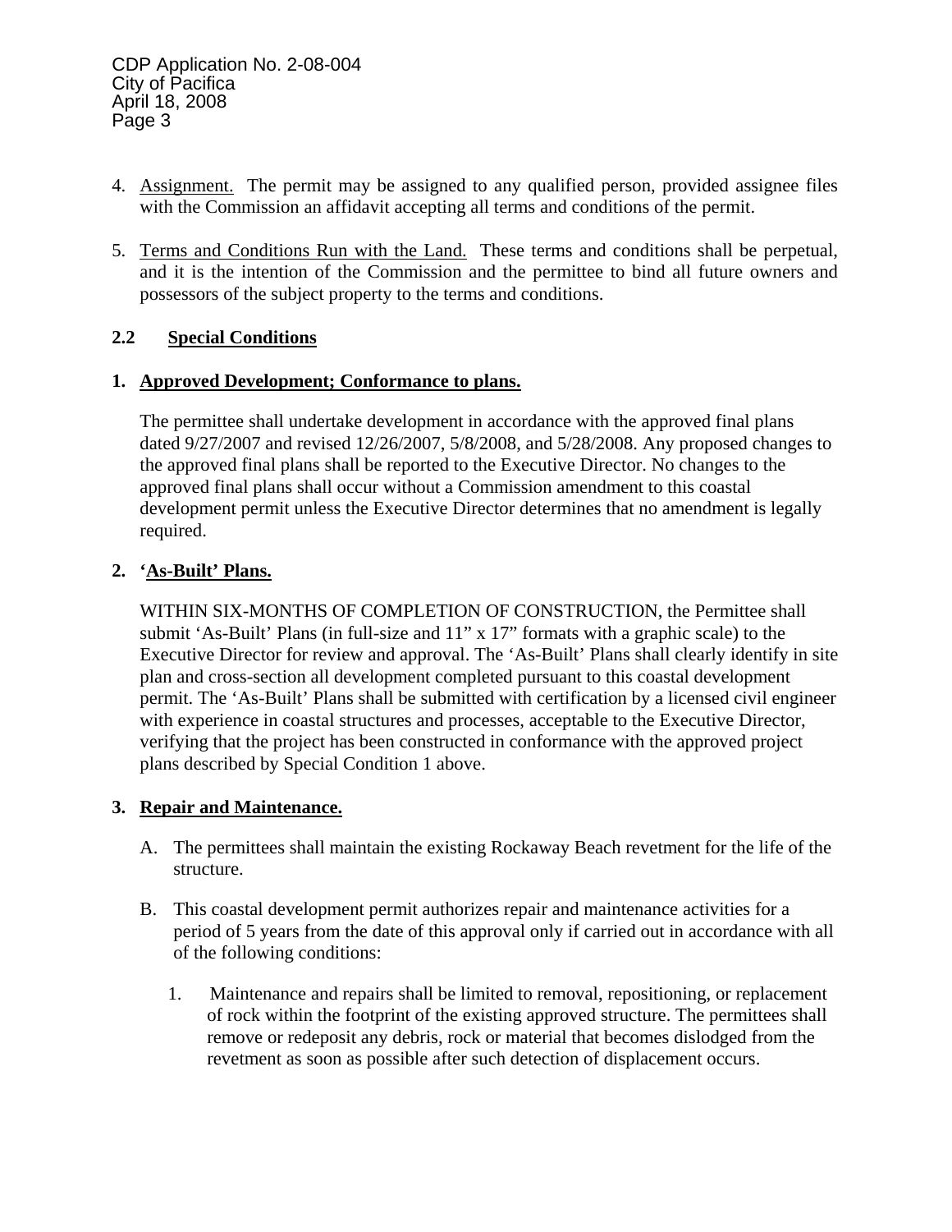4. Assignment. The permit may be assigned to any qualified person, provided assignee files with the Commission an affidavit accepting all terms and conditions of the permit.

5. Terms and Conditions Run with the Land. These terms and conditions shall be perpetual, and it is the intention of the Commission and the permittee to bind all future owners and possessors of the subject property to the terms and conditions.

## 2.2 Special Conditions

### 1. Approved Development; Conformance to plans.

The permittee shall undertake development in accordance with the approved final plans dated 9/27/2007 and revised 12/26/2007, 5/8/2008, and 5/28/2008. Any proposed changes to the approved final plans shall be reported to the Executive Director. No changes to the approved final plans shall occur without a Commission amendment to this coastal development permit unless the Executive Director determines that no amendment is legally required.

### 2. 'As-Built' Plans.

WITHIN SIX-MONTHS OF COMPLETION OF CONSTRUCTION, the Permittee shall submit 'As-Built' Plans (in full-size and 11" x 17" formats with a graphic scale) to the Executive Director for review and approval. The 'As-Built' Plans shall clearly identify in site plan and cross-section all development completed pursuant to this coastal development permit. The 'As-Built' Plans shall be submitted with certification by a licensed civil engineer with experience in coastal structures and processes, acceptable to the Executive Director, verifying that the project has been constructed in conformance with the approved project plans described by Special Condition 1 above.

### 3. Repair and Maintenance.

A. The permittees shall maintain the existing Rockaway Beach revetment for the life of the structure.

B. This coastal development permit authorizes repair and maintenance activities for a period of 5 years from the date of this approval only if carried out in accordance with all of the following conditions:

   1. Maintenance and repairs shall be limited to removal, repositioning, or replacement of rock within the footprint of the existing approved structure. The permittees shall remove or redeposit any debris, rock or material that becomes dislodged from the revetment as soon as possible after such detection of displacement occurs.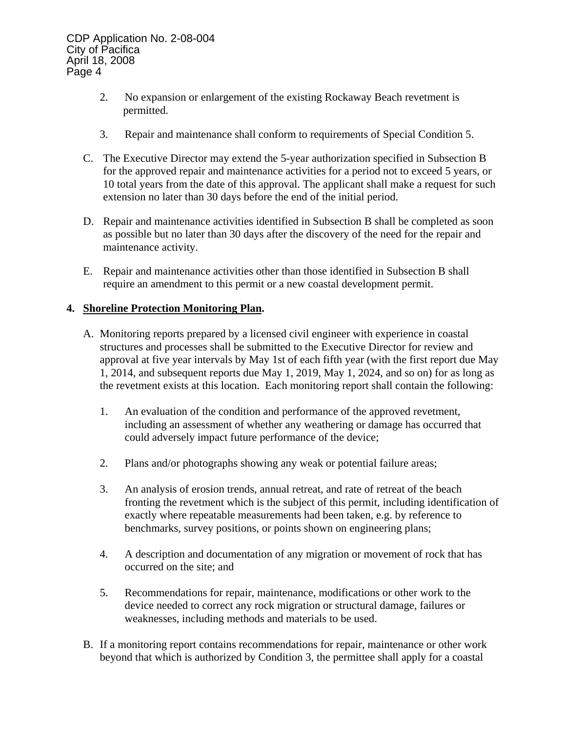2. No expansion or enlargement of the existing Rockaway Beach revetment is permitted.

3. Repair and maintenance shall conform to requirements of Special Condition 5.

C. The Executive Director may extend the 5-year authorization specified in Subsection B for the approved repair and maintenance activities for a period not to exceed 5 years, or 10 total years from the date of this approval. The applicant shall make a request for such extension no later than 30 days before the end of the initial period.

D. Repair and maintenance activities identified in Subsection B shall be completed as soon as possible but no later than 30 days after the discovery of the need for the repair and maintenance activity.

E. Repair and maintenance activities other than those identified in Subsection B shall require an amendment to this permit or a new coastal development permit.

**4. <u>Shoreline Protection Monitoring Plan</u>.**

A. Monitoring reports prepared by a licensed civil engineer with experience in coastal structures and processes shall be submitted to the Executive Director for review and approval at five year intervals by May 1st of each fifth year (with the first report due May 1, 2014, and subsequent reports due May 1, 2019, May 1, 2024, and so on) for as long as the revetment exists at this location. Each monitoring report shall contain the following:

1. An evaluation of the condition and performance of the approved revetment, including an assessment of whether any weathering or damage has occurred that could adversely impact future performance of the device;

2. Plans and/or photographs showing any weak or potential failure areas;

3. An analysis of erosion trends, annual retreat, and rate of retreat of the beach fronting the revetment which is the subject of this permit, including identification of exactly where repeatable measurements had been taken, e.g. by reference to benchmarks, survey positions, or points shown on engineering plans;

4. A description and documentation of any migration or movement of rock that has occurred on the site; and

5. Recommendations for repair, maintenance, modifications or other work to the device needed to correct any rock migration or structural damage, failures or weaknesses, including methods and materials to be used.

B. If a monitoring report contains recommendations for repair, maintenance or other work beyond that which is authorized by Condition 3, the permittee shall apply for a coastal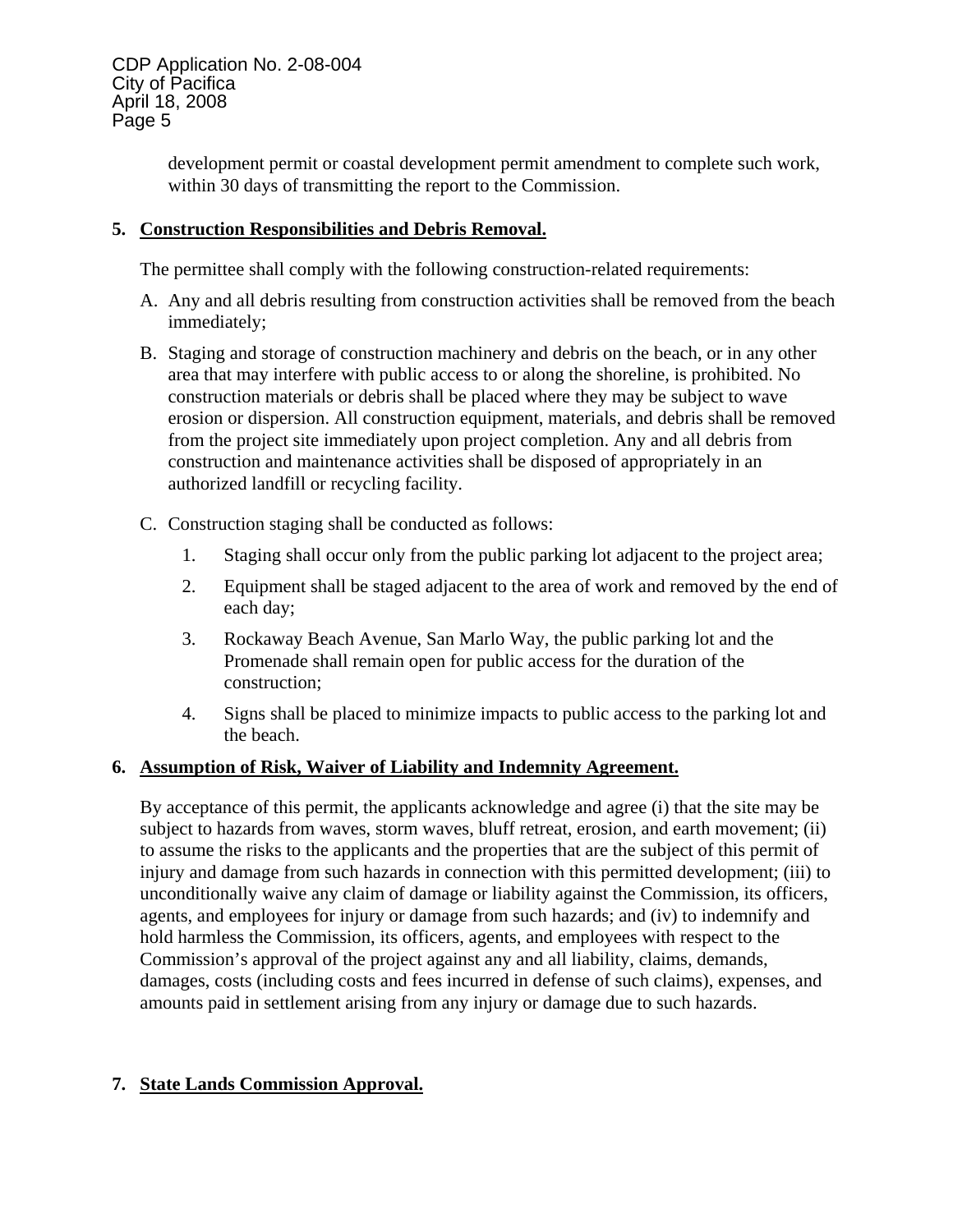development permit or coastal development permit amendment to complete such work, within 30 days of transmitting the report to the Commission.

**5. Construction Responsibilities and Debris Removal.**

The permittee shall comply with the following construction-related requirements:

A. Any and all debris resulting from construction activities shall be removed from the beach immediately;

B. Staging and storage of construction machinery and debris on the beach, or in any other area that may interfere with public access to or along the shoreline, is prohibited. No construction materials or debris shall be placed where they may be subject to wave erosion or dispersion. All construction equipment, materials, and debris shall be removed from the project site immediately upon project completion. Any and all debris from construction and maintenance activities shall be disposed of appropriately in an authorized landfill or recycling facility.

C. Construction staging shall be conducted as follows:

1. Staging shall occur only from the public parking lot adjacent to the project area;
2. Equipment shall be staged adjacent to the area of work and removed by the end of each day;
3. Rockaway Beach Avenue, San Marlo Way, the public parking lot and the Promenade shall remain open for public access for the duration of the construction;
4. Signs shall be placed to minimize impacts to public access to the parking lot and the beach.

**6. Assumption of Risk, Waiver of Liability and Indemnity Agreement.**

By acceptance of this permit, the applicants acknowledge and agree (i) that the site may be subject to hazards from waves, storm waves, bluff retreat, erosion, and earth movement; (ii) to assume the risks to the applicants and the properties that are the subject of this permit of injury and damage from such hazards in connection with this permitted development; (iii) to unconditionally waive any claim of damage or liability against the Commission, its officers, agents, and employees for injury or damage from such hazards; and (iv) to indemnify and hold harmless the Commission, its officers, agents, and employees with respect to the Commission's approval of the project against any and all liability, claims, demands, damages, costs (including costs and fees incurred in defense of such claims), expenses, and amounts paid in settlement arising from any injury or damage due to such hazards.

**7. State Lands Commission Approval.**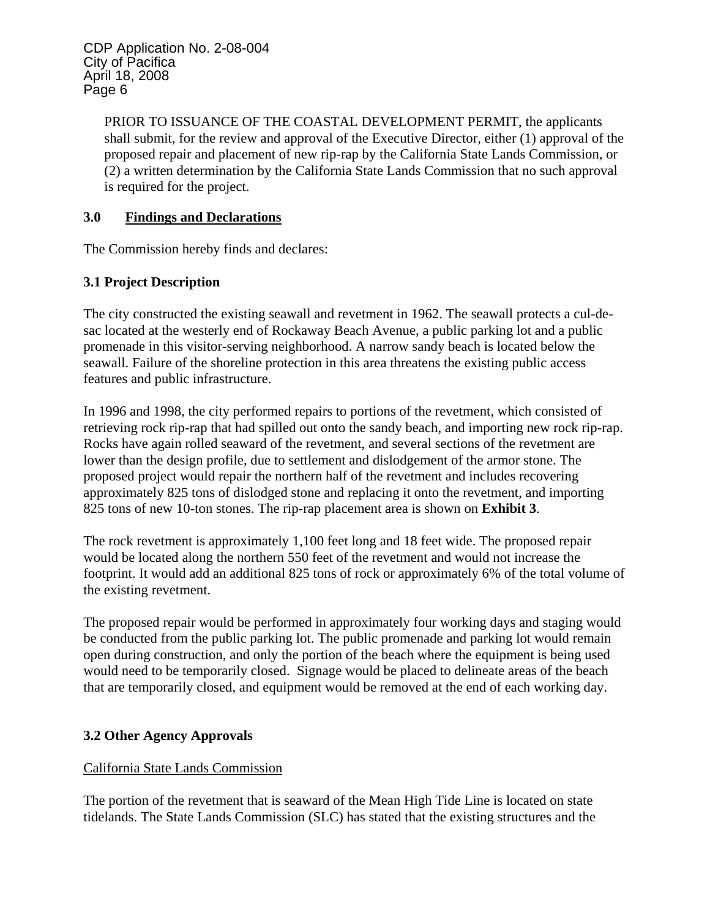PRIOR TO ISSUANCE OF THE COASTAL DEVELOPMENT PERMIT, the applicants shall submit, for the review and approval of the Executive Director, either (1) approval of the proposed repair and placement of new rip-rap by the California State Lands Commission, or (2) a written determination by the California State Lands Commission that no such approval is required for the project.

## 3.0 Findings and Declarations

The Commission hereby finds and declares:

### 3.1 Project Description

The city constructed the existing seawall and revetment in 1962. The seawall protects a cul-de-sac located at the westerly end of Rockaway Beach Avenue, a public parking lot and a public promenade in this visitor-serving neighborhood. A narrow sandy beach is located below the seawall. Failure of the shoreline protection in this area threatens the existing public access features and public infrastructure.

In 1996 and 1998, the city performed repairs to portions of the revetment, which consisted of retrieving rock rip-rap that had spilled out onto the sandy beach, and importing new rock rip-rap. Rocks have again rolled seaward of the revetment, and several sections of the revetment are lower than the design profile, due to settlement and dislodgement of the armor stone. The proposed project would repair the northern half of the revetment and includes recovering approximately 825 tons of dislodged stone and replacing it onto the revetment, and importing 825 tons of new 10-ton stones. The rip-rap placement area is shown on **Exhibit 3**.

The rock revetment is approximately 1,100 feet long and 18 feet wide. The proposed repair would be located along the northern 550 feet of the revetment and would not increase the footprint. It would add an additional 825 tons of rock or approximately 6% of the total volume of the existing revetment.

The proposed repair would be performed in approximately four working days and staging would be conducted from the public parking lot. The public promenade and parking lot would remain open during construction, and only the portion of the beach where the equipment is being used would need to be temporarily closed. Signage would be placed to delineate areas of the beach that are temporarily closed, and equipment would be removed at the end of each working day.

### 3.2 Other Agency Approvals

California State Lands Commission

The portion of the revetment that is seaward of the Mean High Tide Line is located on state tidelands. The State Lands Commission (SLC) has stated that the existing structures and the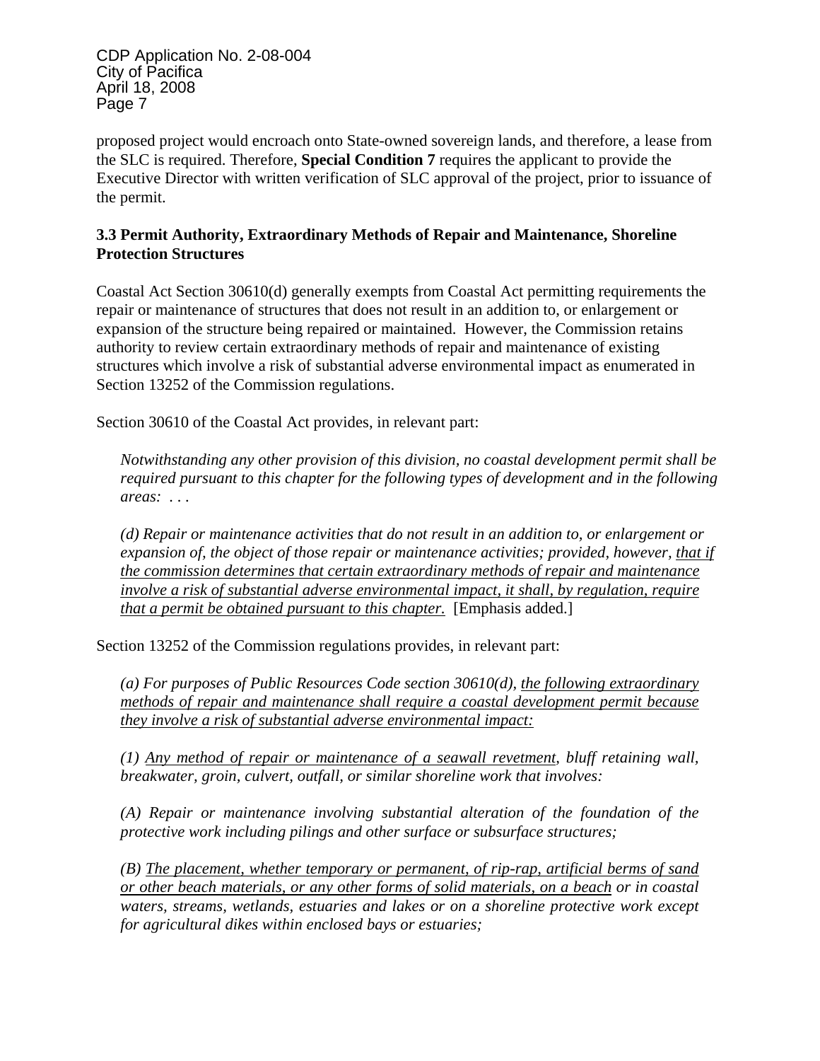proposed project would encroach onto State-owned sovereign lands, and therefore, a lease from the SLC is required. Therefore, **Special Condition 7** requires the applicant to provide the Executive Director with written verification of SLC approval of the project, prior to issuance of the permit.

### 3.3 Permit Authority, Extraordinary Methods of Repair and Maintenance, Shoreline Protection Structures

Coastal Act Section 30610(d) generally exempts from Coastal Act permitting requirements the repair or maintenance of structures that does not result in an addition to, or enlargement or expansion of the structure being repaired or maintained. However, the Commission retains authority to review certain extraordinary methods of repair and maintenance of existing structures which involve a risk of substantial adverse environmental impact as enumerated in Section 13252 of the Commission regulations.

Section 30610 of the Coastal Act provides, in relevant part:

> *Notwithstanding any other provision of this division, no coastal development permit shall be required pursuant to this chapter for the following types of development and in the following areas: . . .*
>
> *(d) Repair or maintenance activities that do not result in an addition to, or enlargement or expansion of, the object of those repair or maintenance activities; provided, however, <u>that if the commission determines that certain extraordinary methods of repair and maintenance involve a risk of substantial adverse environmental impact, it shall, by regulation, require that a permit be obtained pursuant to this chapter.</u>* [Emphasis added.]

Section 13252 of the Commission regulations provides, in relevant part:

> *(a) For purposes of Public Resources Code section 30610(d), <u>the following extraordinary methods of repair and maintenance shall require a coastal development permit because they involve a risk of substantial adverse environmental impact:</u>*
>
> *(1) <u>Any method of repair or maintenance of a seawall revetment</u>, bluff retaining wall, breakwater, groin, culvert, outfall, or similar shoreline work that involves:*
>
> *(A) Repair or maintenance involving substantial alteration of the foundation of the protective work including pilings and other surface or subsurface structures;*
>
> *(B) <u>The placement, whether temporary or permanent, of rip-rap, artificial berms of sand or other beach materials, or any other forms of solid materials, on a beach</u> or in coastal waters, streams, wetlands, estuaries and lakes or on a shoreline protective work except for agricultural dikes within enclosed bays or estuaries;*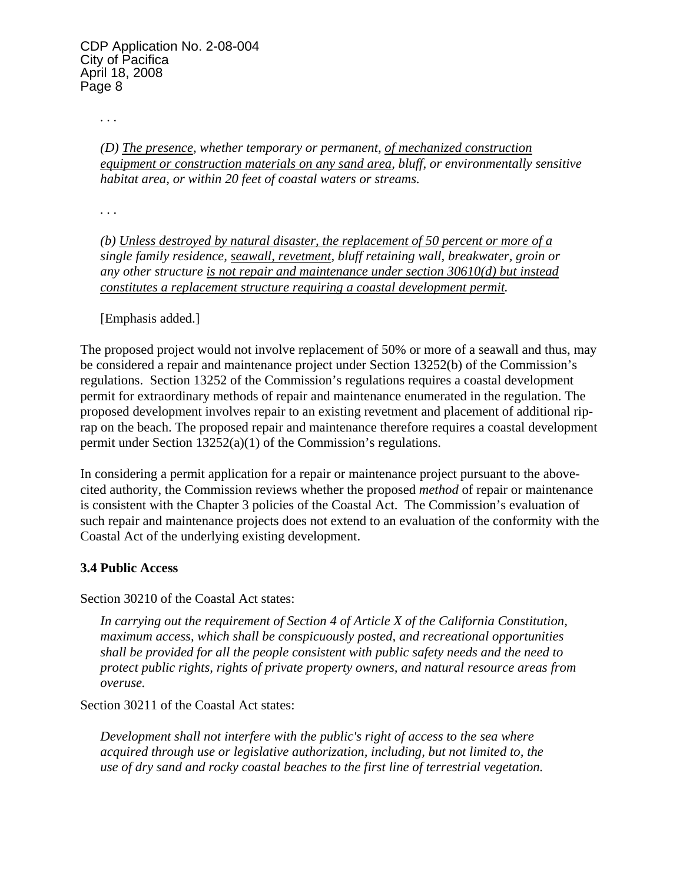. . .

> *(D) <u>The presence</u>, whether temporary or permanent, <u>of mechanized construction equipment or construction materials on any sand area</u>, bluff, or environmentally sensitive habitat area, or within 20 feet of coastal waters or streams.*

. . .

> *(b) <u>Unless destroyed by natural disaster, the replacement of 50 percent or more of a</u> single family residence, <u>seawall, revetment</u>, bluff retaining wall, breakwater, groin or any other structure <u>is not repair and maintenance under section 30610(d) but instead constitutes a replacement structure requiring a coastal development permit</u>.*

[Emphasis added.]

The proposed project would not involve replacement of 50% or more of a seawall and thus, may be considered a repair and maintenance project under Section 13252(b) of the Commission's regulations. Section 13252 of the Commission's regulations requires a coastal development permit for extraordinary methods of repair and maintenance enumerated in the regulation. The proposed development involves repair to an existing revetment and placement of additional rip-rap on the beach. The proposed repair and maintenance therefore requires a coastal development permit under Section 13252(a)(1) of the Commission's regulations.

In considering a permit application for a repair or maintenance project pursuant to the above-cited authority, the Commission reviews whether the proposed *method* of repair or maintenance is consistent with the Chapter 3 policies of the Coastal Act. The Commission's evaluation of such repair and maintenance projects does not extend to an evaluation of the conformity with the Coastal Act of the underlying existing development.

### 3.4 Public Access

Section 30210 of the Coastal Act states:

> *In carrying out the requirement of Section 4 of Article X of the California Constitution, maximum access, which shall be conspicuously posted, and recreational opportunities shall be provided for all the people consistent with public safety needs and the need to protect public rights, rights of private property owners, and natural resource areas from overuse.*

Section 30211 of the Coastal Act states:

> *Development shall not interfere with the public's right of access to the sea where acquired through use or legislative authorization, including, but not limited to, the use of dry sand and rocky coastal beaches to the first line of terrestrial vegetation.*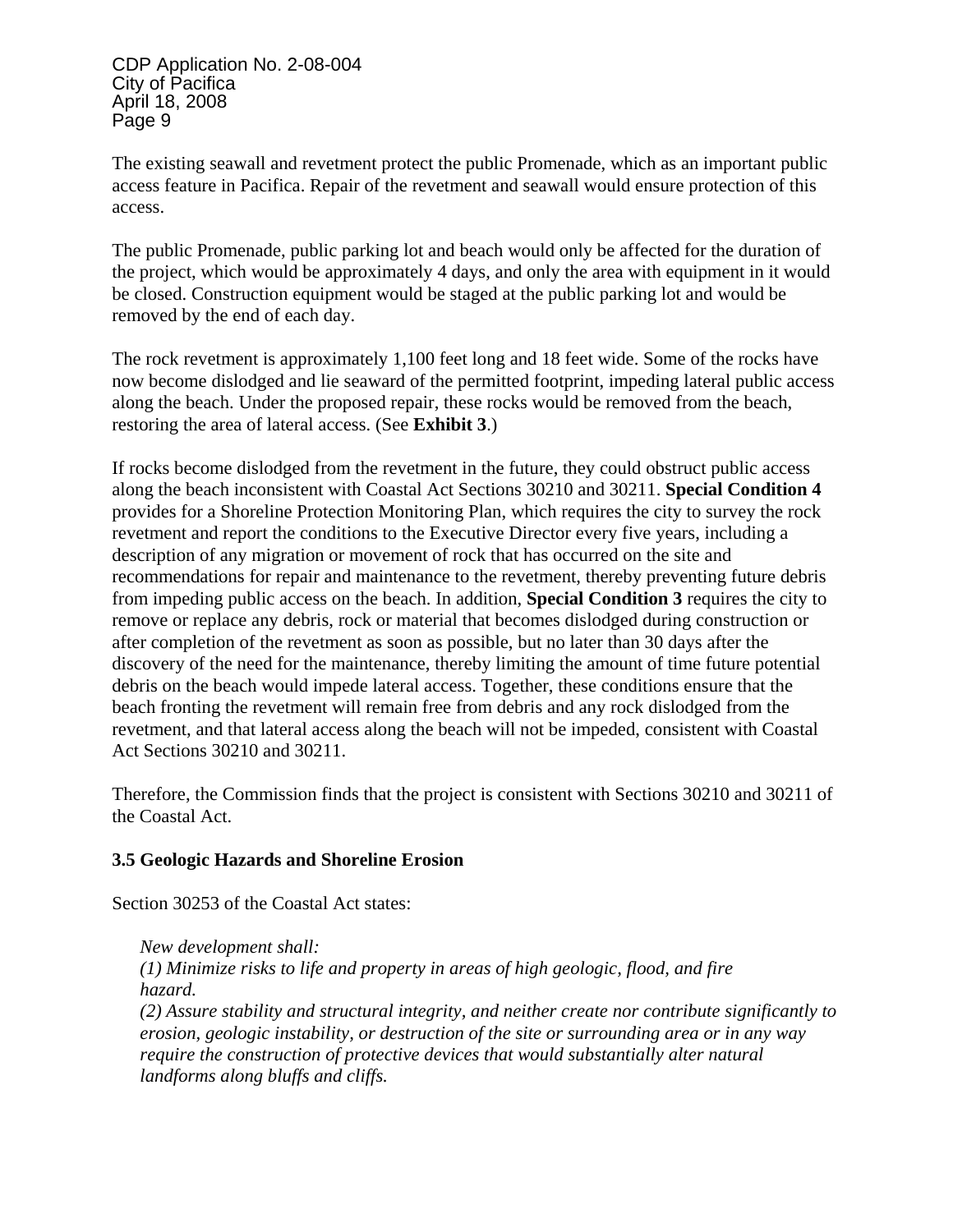The existing seawall and revetment protect the public Promenade, which as an important public access feature in Pacifica. Repair of the revetment and seawall would ensure protection of this access.

The public Promenade, public parking lot and beach would only be affected for the duration of the project, which would be approximately 4 days, and only the area with equipment in it would be closed. Construction equipment would be staged at the public parking lot and would be removed by the end of each day.

The rock revetment is approximately 1,100 feet long and 18 feet wide. Some of the rocks have now become dislodged and lie seaward of the permitted footprint, impeding lateral public access along the beach. Under the proposed repair, these rocks would be removed from the beach, restoring the area of lateral access. (See **Exhibit 3**.)

If rocks become dislodged from the revetment in the future, they could obstruct public access along the beach inconsistent with Coastal Act Sections 30210 and 30211. **Special Condition 4** provides for a Shoreline Protection Monitoring Plan, which requires the city to survey the rock revetment and report the conditions to the Executive Director every five years, including a description of any migration or movement of rock that has occurred on the site and recommendations for repair and maintenance to the revetment, thereby preventing future debris from impeding public access on the beach. In addition, **Special Condition 3** requires the city to remove or replace any debris, rock or material that becomes dislodged during construction or after completion of the revetment as soon as possible, but no later than 30 days after the discovery of the need for the maintenance, thereby limiting the amount of time future potential debris on the beach would impede lateral access. Together, these conditions ensure that the beach fronting the revetment will remain free from debris and any rock dislodged from the revetment, and that lateral access along the beach will not be impeded, consistent with Coastal Act Sections 30210 and 30211.

Therefore, the Commission finds that the project is consistent with Sections 30210 and 30211 of the Coastal Act.

### 3.5 Geologic Hazards and Shoreline Erosion

Section 30253 of the Coastal Act states:

> *New development shall:*
> *(1) Minimize risks to life and property in areas of high geologic, flood, and fire hazard.*
> *(2) Assure stability and structural integrity, and neither create nor contribute significantly to erosion, geologic instability, or destruction of the site or surrounding area or in any way require the construction of protective devices that would substantially alter natural landforms along bluffs and cliffs.*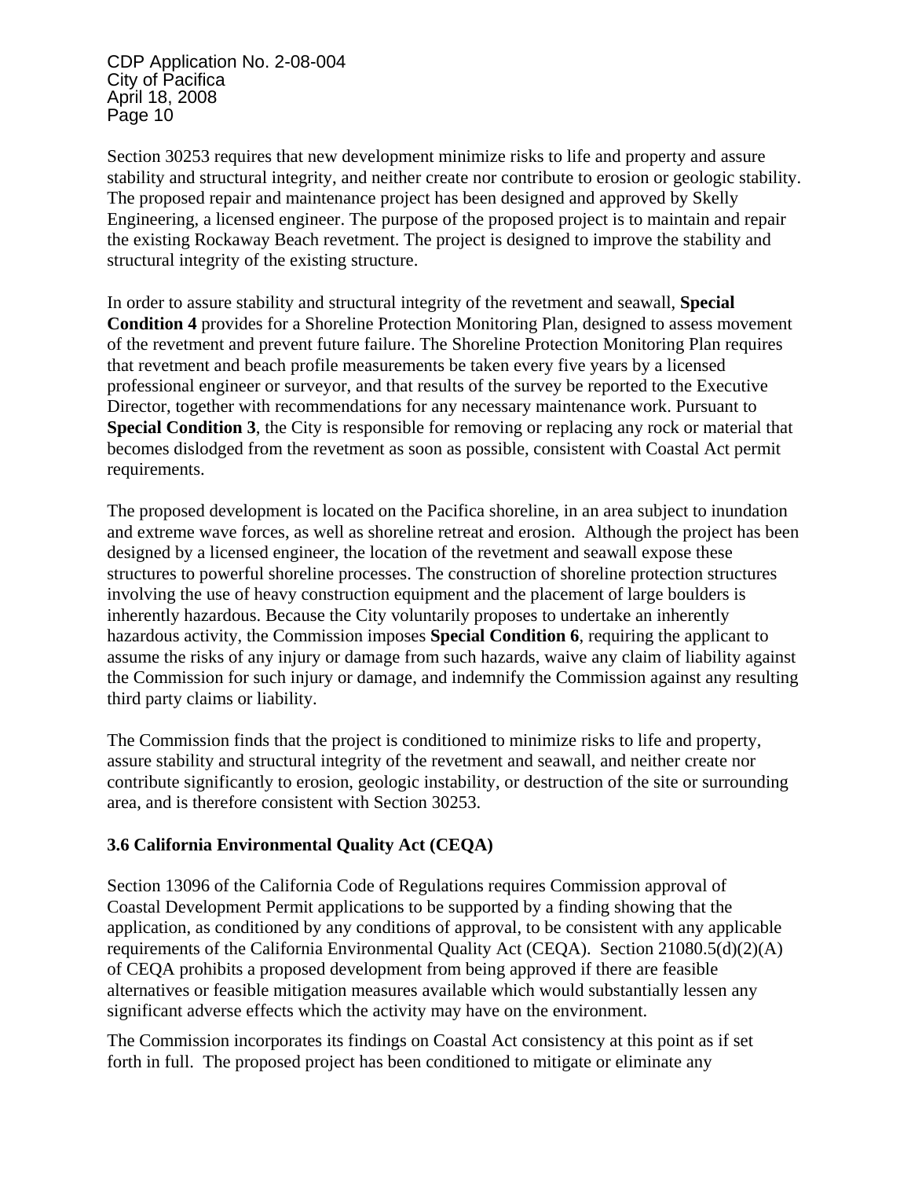Section 30253 requires that new development minimize risks to life and property and assure stability and structural integrity, and neither create nor contribute to erosion or geologic stability. The proposed repair and maintenance project has been designed and approved by Skelly Engineering, a licensed engineer. The purpose of the proposed project is to maintain and repair the existing Rockaway Beach revetment. The project is designed to improve the stability and structural integrity of the existing structure.

In order to assure stability and structural integrity of the revetment and seawall, **Special Condition 4** provides for a Shoreline Protection Monitoring Plan, designed to assess movement of the revetment and prevent future failure. The Shoreline Protection Monitoring Plan requires that revetment and beach profile measurements be taken every five years by a licensed professional engineer or surveyor, and that results of the survey be reported to the Executive Director, together with recommendations for any necessary maintenance work. Pursuant to **Special Condition 3**, the City is responsible for removing or replacing any rock or material that becomes dislodged from the revetment as soon as possible, consistent with Coastal Act permit requirements.

The proposed development is located on the Pacifica shoreline, in an area subject to inundation and extreme wave forces, as well as shoreline retreat and erosion. Although the project has been designed by a licensed engineer, the location of the revetment and seawall expose these structures to powerful shoreline processes. The construction of shoreline protection structures involving the use of heavy construction equipment and the placement of large boulders is inherently hazardous. Because the City voluntarily proposes to undertake an inherently hazardous activity, the Commission imposes **Special Condition 6**, requiring the applicant to assume the risks of any injury or damage from such hazards, waive any claim of liability against the Commission for such injury or damage, and indemnify the Commission against any resulting third party claims or liability.

The Commission finds that the project is conditioned to minimize risks to life and property, assure stability and structural integrity of the revetment and seawall, and neither create nor contribute significantly to erosion, geologic instability, or destruction of the site or surrounding area, and is therefore consistent with Section 30253.

### 3.6 California Environmental Quality Act (CEQA)

Section 13096 of the California Code of Regulations requires Commission approval of Coastal Development Permit applications to be supported by a finding showing that the application, as conditioned by any conditions of approval, to be consistent with any applicable requirements of the California Environmental Quality Act (CEQA). Section 21080.5(d)(2)(A) of CEQA prohibits a proposed development from being approved if there are feasible alternatives or feasible mitigation measures available which would substantially lessen any significant adverse effects which the activity may have on the environment.

The Commission incorporates its findings on Coastal Act consistency at this point as if set forth in full. The proposed project has been conditioned to mitigate or eliminate any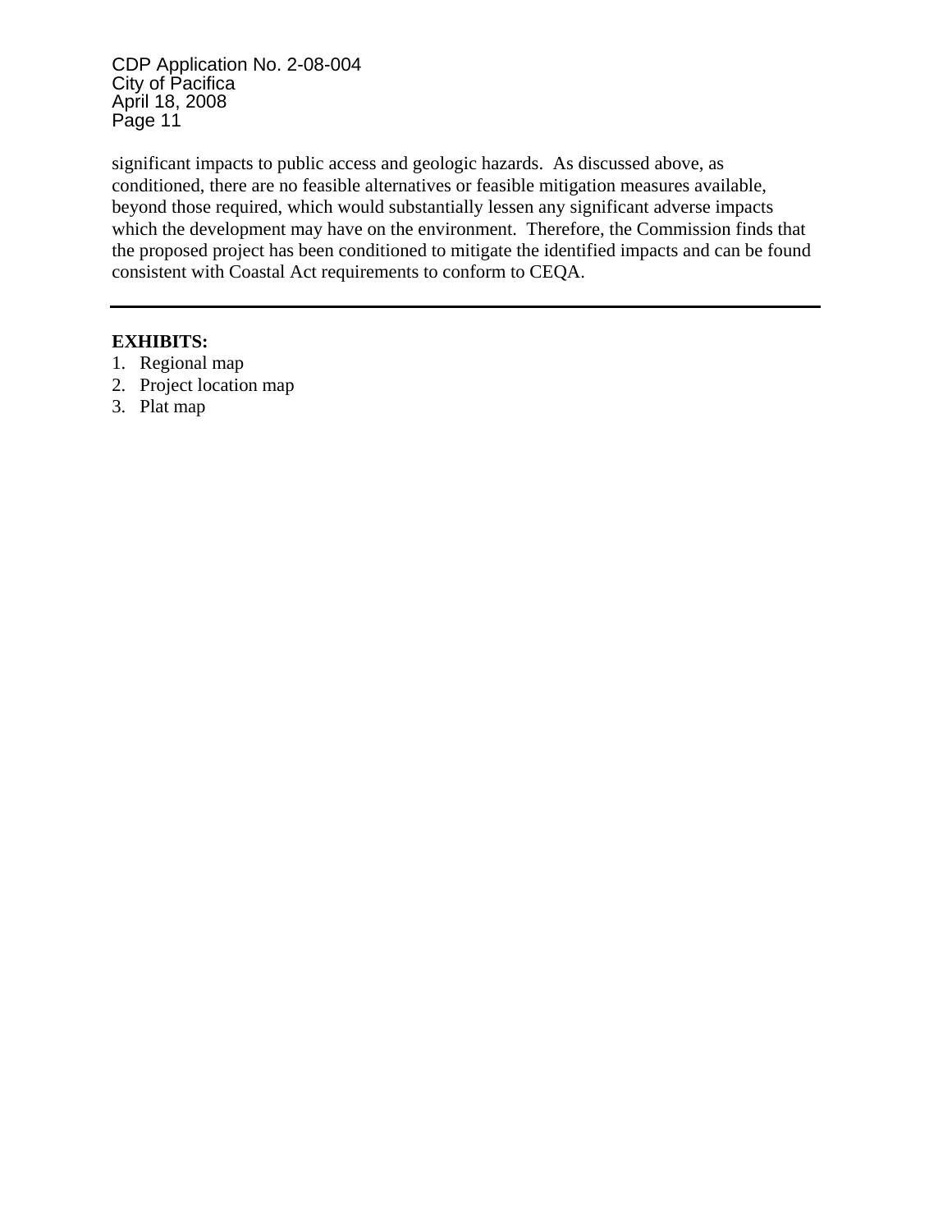significant impacts to public access and geologic hazards. As discussed above, as conditioned, there are no feasible alternatives or feasible mitigation measures available, beyond those required, which would substantially lessen any significant adverse impacts which the development may have on the environment. Therefore, the Commission finds that the proposed project has been conditioned to mitigate the identified impacts and can be found consistent with Coastal Act requirements to conform to CEQA.

---

**EXHIBITS:**

1. Regional map
2. Project location map
3. Plat map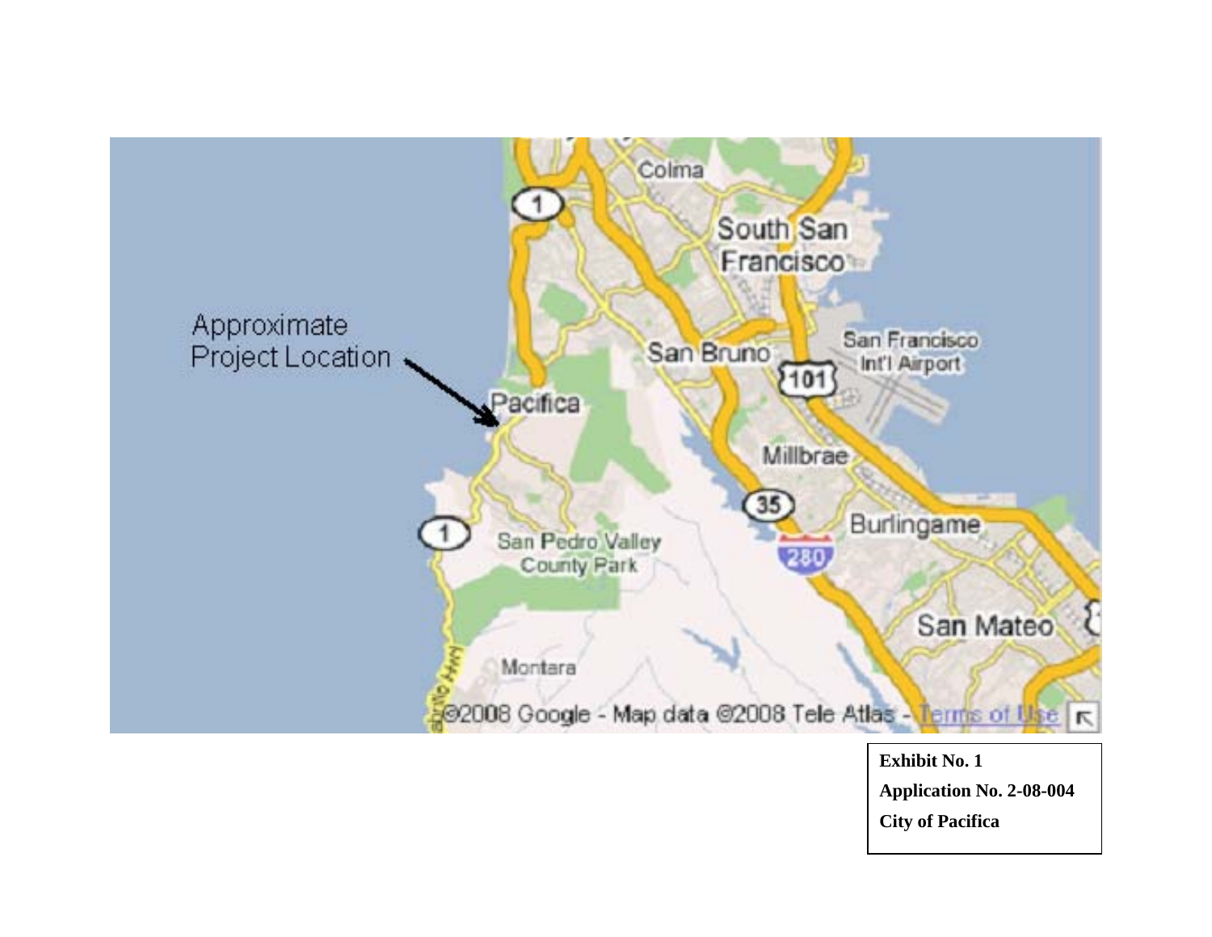Approximate Project Location

Pacifica

Colma

South San Francisco

San Bruno

San Francisco Int'l Airport

Millbrae

Burlingame

San Pedro Valley County Park

San Mateo

Montara

1

101

35

280

©2008 Google - Map data ©2008 Tele Atlas - Terms of Use

**Exhibit No. 1**

**Application No. 2-08-004**

**City of Pacifica**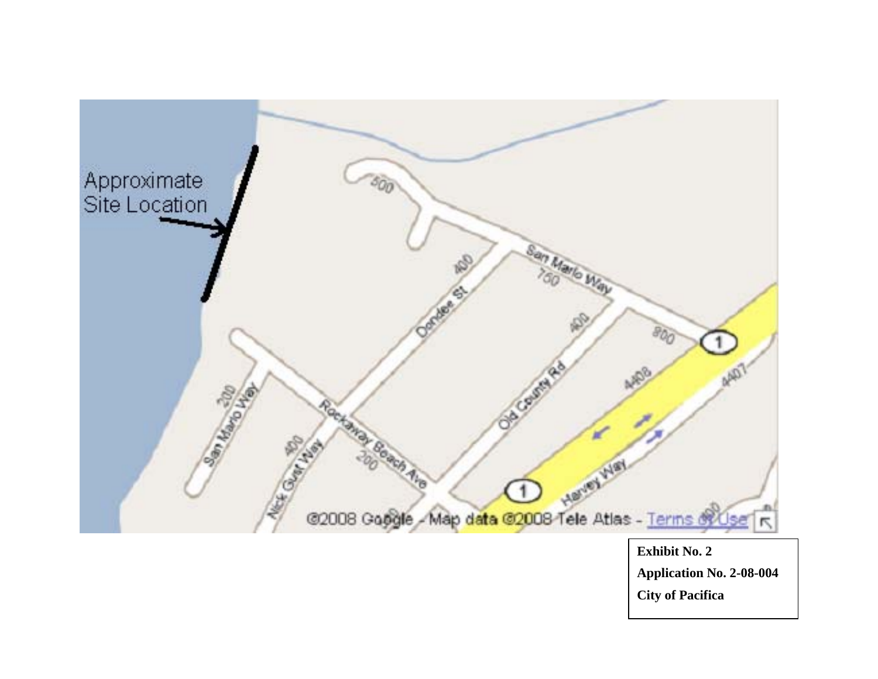Approximate Site Location

San Marlo Way

Dondee St

Old County Rd

Rockaway Beach Ave

San Marlo Way

Nick Gust Way

Harvey Way

©2008 Google - Map data ©2008 Tele Atlas - Terms of Use

**Exhibit No. 2**
**Application No. 2-08-004**
**City of Pacifica**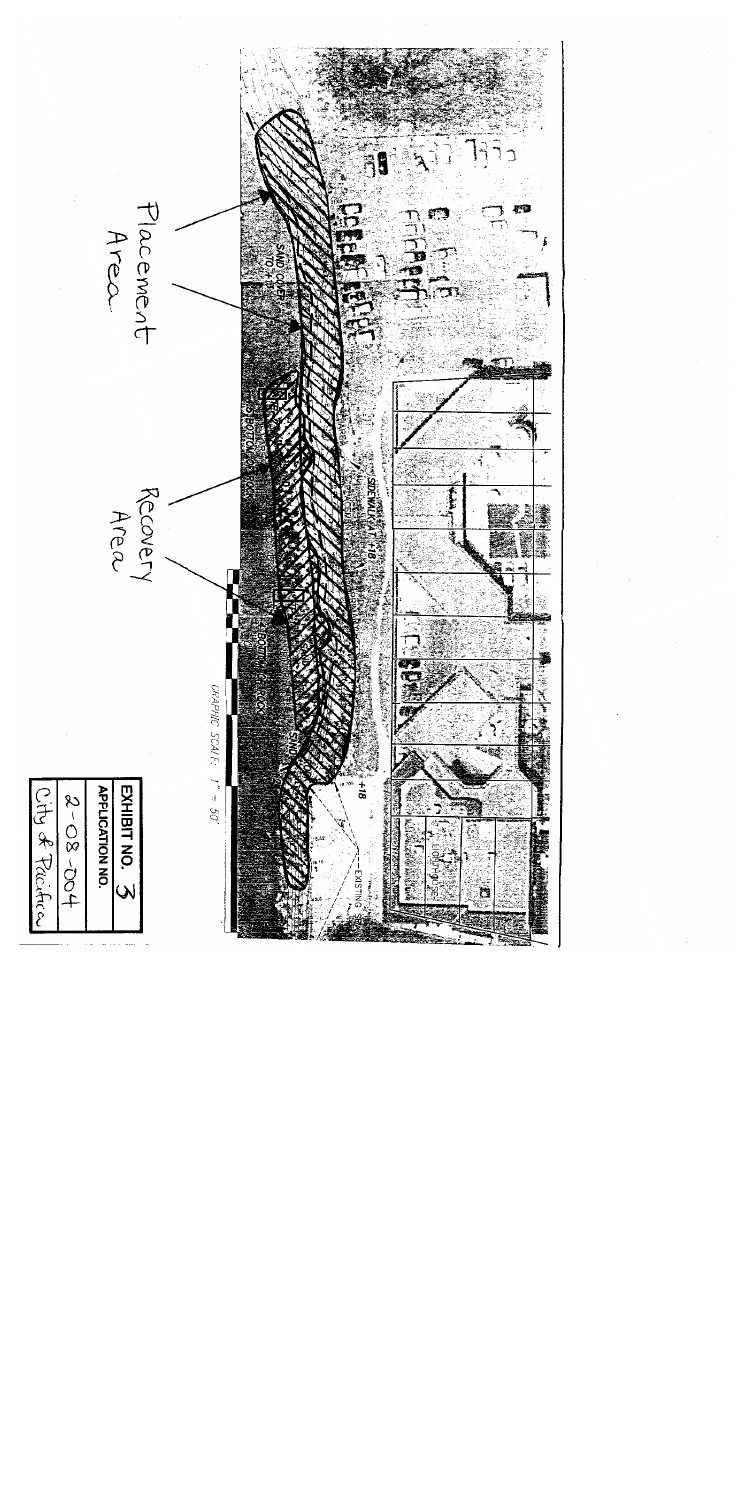Placement Area

Recovery Area

GRAPHIC SCALE: 1" = 50'

| | |
|---|---|
| EXHIBIT NO. | 3 |
| APPLICATION NO. | |
| 2-08-004 | |
| City of Pacifica | |